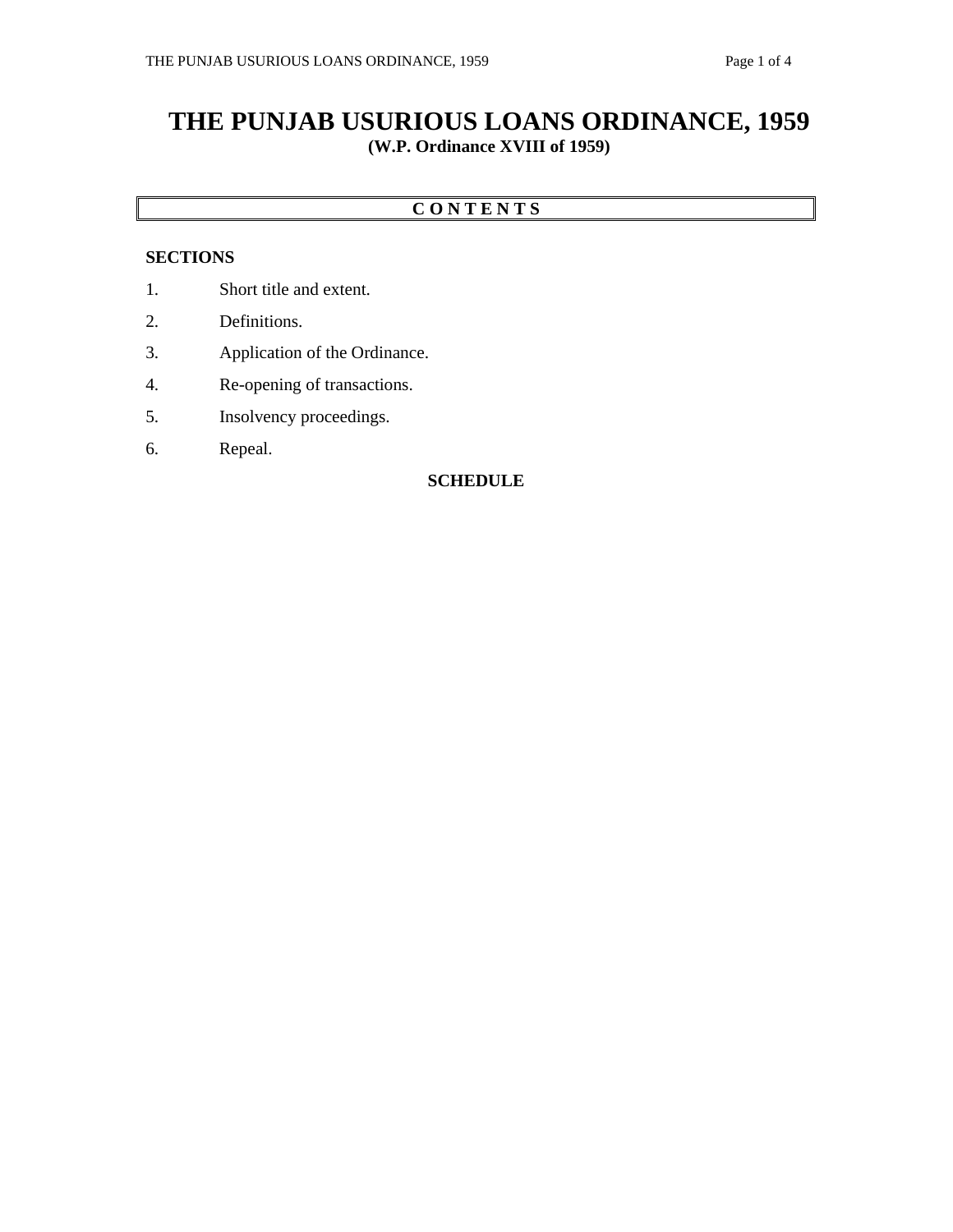# THE PUNJAB USURIOUS LOANS ORDINANCE, 1959

**(W.P. Ordinance XVIII of 1959)**

## C O N T E N T S

**SECTIONS**

1. Short title and extent.
2. Definitions.
3. Application of the Ordinance.
4. Re-opening of transactions.
5. Insolvency proceedings.
6. Repeal.

**SCHEDULE**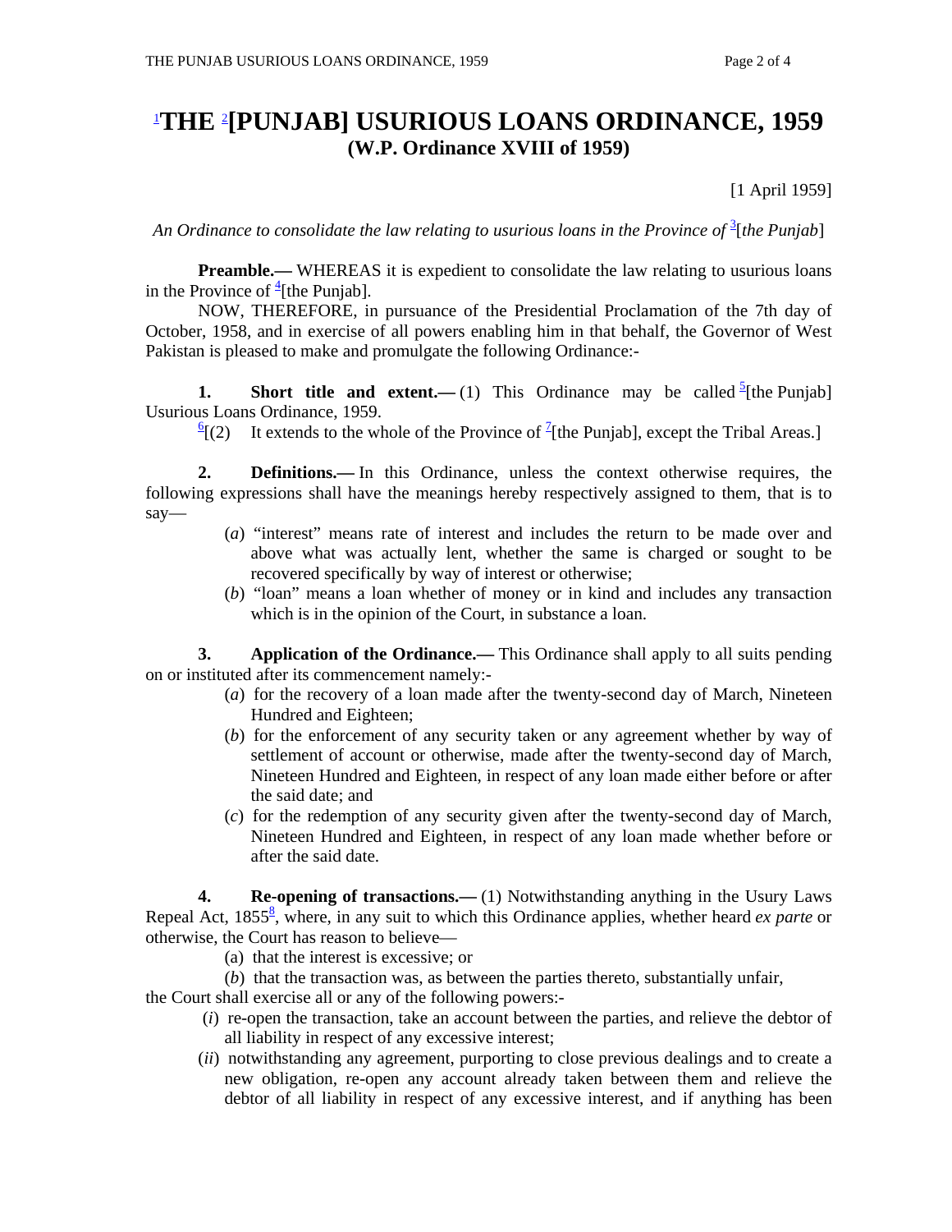# [1]THE [2][PUNJAB] USURIOUS LOANS ORDINANCE, 1959
## (W.P. Ordinance XVIII of 1959)

[1 April 1959]

*An Ordinance to consolidate the law relating to usurious loans in the Province of* [3][*the Punjab*]

**Preamble.—** WHEREAS it is expedient to consolidate the law relating to usurious loans in the Province of [4][the Punjab].

NOW, THEREFORE, in pursuance of the Presidential Proclamation of the 7th day of October, 1958, and in exercise of all powers enabling him in that behalf, the Governor of West Pakistan is pleased to make and promulgate the following Ordinance:-

**1. Short title and extent.—** (1) This Ordinance may be called [5][the Punjab] Usurious Loans Ordinance, 1959.

[6][(2) It extends to the whole of the Province of [7][the Punjab], except the Tribal Areas.]

**2. Definitions.—** In this Ordinance, unless the context otherwise requires, the following expressions shall have the meanings hereby respectively assigned to them, that is to say—

(*a*) "interest" means rate of interest and includes the return to be made over and above what was actually lent, whether the same is charged or sought to be recovered specifically by way of interest or otherwise;

(*b*) "loan" means a loan whether of money or in kind and includes any transaction which is in the opinion of the Court, in substance a loan.

**3. Application of the Ordinance.—** This Ordinance shall apply to all suits pending on or instituted after its commencement namely:-

(*a*) for the recovery of a loan made after the twenty-second day of March, Nineteen Hundred and Eighteen;

(*b*) for the enforcement of any security taken or any agreement whether by way of settlement of account or otherwise, made after the twenty-second day of March, Nineteen Hundred and Eighteen, in respect of any loan made either before or after the said date; and

(*c*) for the redemption of any security given after the twenty-second day of March, Nineteen Hundred and Eighteen, in respect of any loan made whether before or after the said date.

**4. Re-opening of transactions.—** (1) Notwithstanding anything in the Usury Laws Repeal Act, 1855[8], where, in any suit to which this Ordinance applies, whether heard *ex parte* or otherwise, the Court has reason to believe—

(a) that the interest is excessive; or

(*b*) that the transaction was, as between the parties thereto, substantially unfair,

the Court shall exercise all or any of the following powers:-

(*i*) re-open the transaction, take an account between the parties, and relieve the debtor of all liability in respect of any excessive interest;

(*ii*) notwithstanding any agreement, purporting to close previous dealings and to create a new obligation, re-open any account already taken between them and relieve the debtor of all liability in respect of any excessive interest, and if anything has been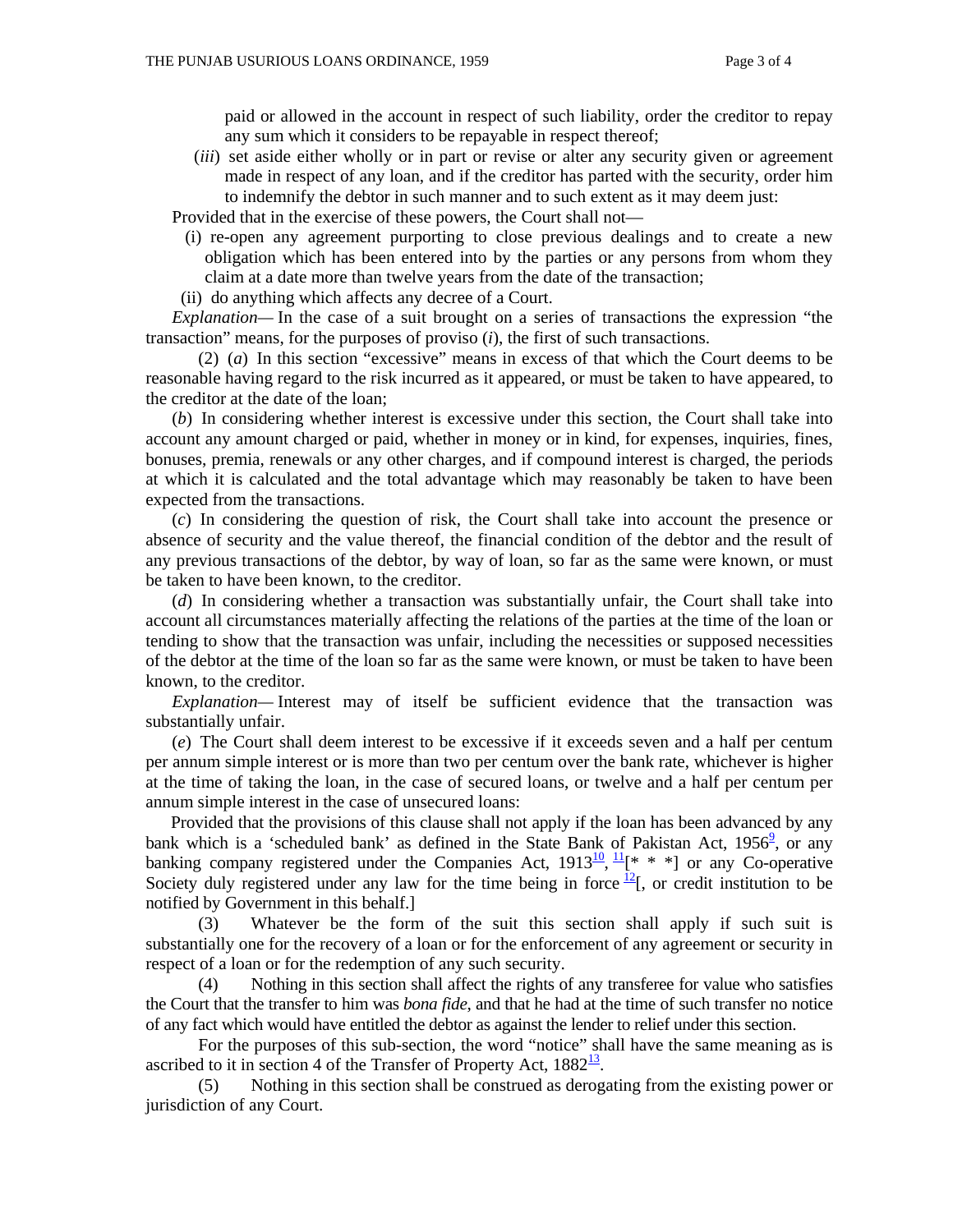paid or allowed in the account in respect of such liability, order the creditor to repay any sum which it considers to be repayable in respect thereof;

(*iii*) set aside either wholly or in part or revise or alter any security given or agreement made in respect of any loan, and if the creditor has parted with the security, order him to indemnify the debtor in such manner and to such extent as it may deem just:

Provided that in the exercise of these powers, the Court shall not—

(i) re-open any agreement purporting to close previous dealings and to create a new obligation which has been entered into by the parties or any persons from whom they claim at a date more than twelve years from the date of the transaction;

(ii) do anything which affects any decree of a Court.

*Explanation*— In the case of a suit brought on a series of transactions the expression "the transaction" means, for the purposes of proviso (*i*), the first of such transactions.

(2) (*a*) In this section "excessive" means in excess of that which the Court deems to be reasonable having regard to the risk incurred as it appeared, or must be taken to have appeared, to the creditor at the date of the loan;

(*b*) In considering whether interest is excessive under this section, the Court shall take into account any amount charged or paid, whether in money or in kind, for expenses, inquiries, fines, bonuses, premia, renewals or any other charges, and if compound interest is charged, the periods at which it is calculated and the total advantage which may reasonably be taken to have been expected from the transactions.

(*c*) In considering the question of risk, the Court shall take into account the presence or absence of security and the value thereof, the financial condition of the debtor and the result of any previous transactions of the debtor, by way of loan, so far as the same were known, or must be taken to have been known, to the creditor.

(*d*) In considering whether a transaction was substantially unfair, the Court shall take into account all circumstances materially affecting the relations of the parties at the time of the loan or tending to show that the transaction was unfair, including the necessities or supposed necessities of the debtor at the time of the loan so far as the same were known, or must be taken to have been known, to the creditor.

*Explanation*— Interest may of itself be sufficient evidence that the transaction was substantially unfair.

(*e*) The Court shall deem interest to be excessive if it exceeds seven and a half per centum per annum simple interest or is more than two per centum over the bank rate, whichever is higher at the time of taking the loan, in the case of secured loans, or twelve and a half per centum per annum simple interest in the case of unsecured loans:

Provided that the provisions of this clause shall not apply if the loan has been advanced by any bank which is a 'scheduled bank' as defined in the State Bank of Pakistan Act, 1956[9], or any banking company registered under the Companies Act, 1913[10], [11][* * *] or any Co-operative Society duly registered under any law for the time being in force [12][, or credit institution to be notified by Government in this behalf.]

(3) Whatever be the form of the suit this section shall apply if such suit is substantially one for the recovery of a loan or for the enforcement of any agreement or security in respect of a loan or for the redemption of any such security.

(4) Nothing in this section shall affect the rights of any transferee for value who satisfies the Court that the transfer to him was *bona fide*, and that he had at the time of such transfer no notice of any fact which would have entitled the debtor as against the lender to relief under this section.

For the purposes of this sub-section, the word "notice" shall have the same meaning as is ascribed to it in section 4 of the Transfer of Property Act, 1882[13].

(5) Nothing in this section shall be construed as derogating from the existing power or jurisdiction of any Court.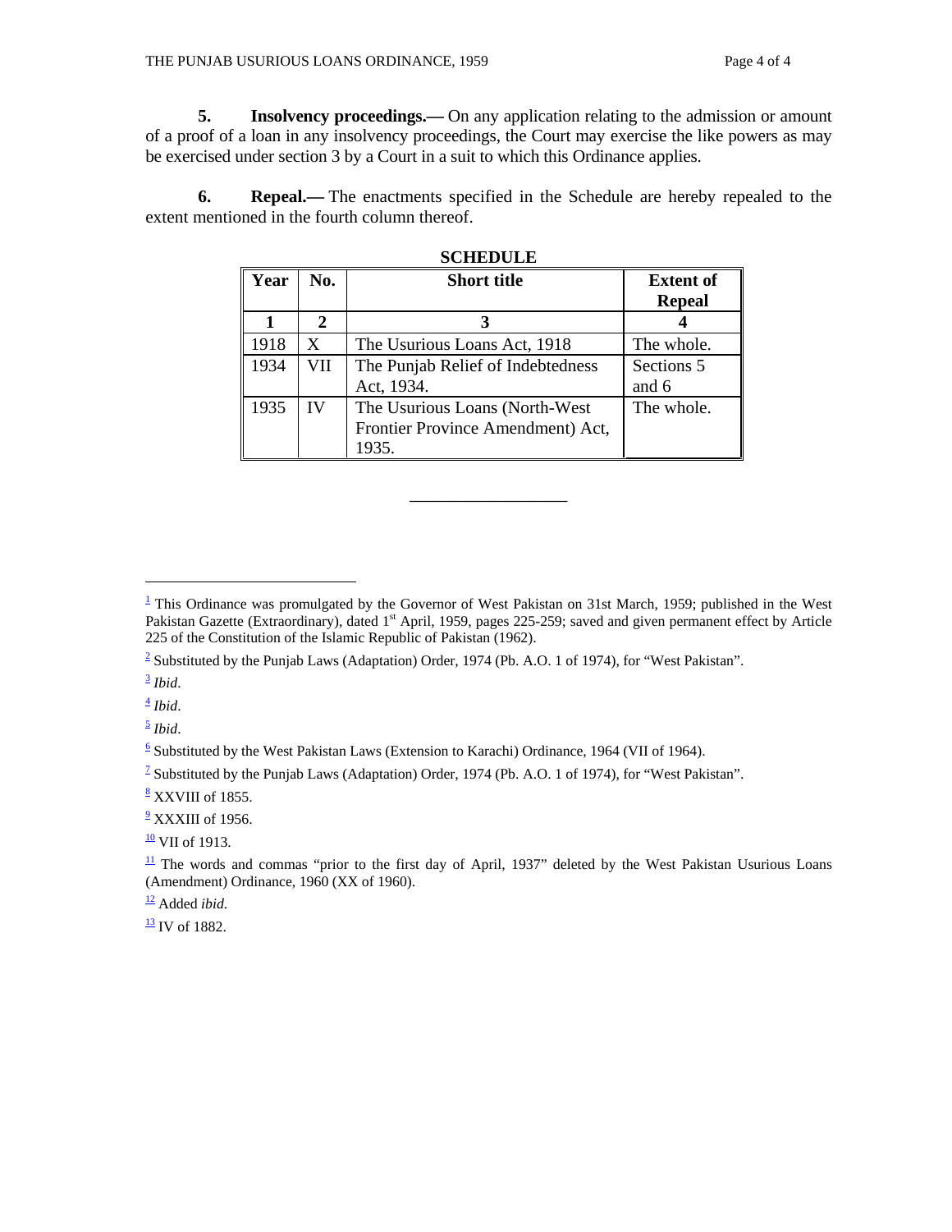**5. Insolvency proceedings.—** On any application relating to the admission or amount of a proof of a loan in any insolvency proceedings, the Court may exercise the like powers as may be exercised under section 3 by a Court in a suit to which this Ordinance applies.

**6. Repeal.—** The enactments specified in the Schedule are hereby repealed to the extent mentioned in the fourth column thereof.

**SCHEDULE**

| Year | No. | Short title | Extent of Repeal |
|---|---|---|---|
| **1** | **2** | **3** | **4** |
| 1918 | X | The Usurious Loans Act, 1918 | The whole. |
| 1934 | VII | The Punjab Relief of Indebtedness Act, 1934. | Sections 5 and 6 |
| 1935 | IV | The Usurious Loans (North-West Frontier Province Amendment) Act, 1935. | The whole. |

---

[1] This Ordinance was promulgated by the Governor of West Pakistan on 31st March, 1959; published in the West Pakistan Gazette (Extraordinary), dated 1st April, 1959, pages 225-259; saved and given permanent effect by Article 225 of the Constitution of the Islamic Republic of Pakistan (1962).

[2] Substituted by the Punjab Laws (Adaptation) Order, 1974 (Pb. A.O. 1 of 1974), for "West Pakistan".

[3] *Ibid*.

[4] *Ibid*.

[5] *Ibid*.

[6] Substituted by the West Pakistan Laws (Extension to Karachi) Ordinance, 1964 (VII of 1964).

[7] Substituted by the Punjab Laws (Adaptation) Order, 1974 (Pb. A.O. 1 of 1974), for "West Pakistan".

[8] XXVIII of 1855.

[9] XXXIII of 1956.

[10] VII of 1913.

[11] The words and commas "prior to the first day of April, 1937" deleted by the West Pakistan Usurious Loans (Amendment) Ordinance, 1960 (XX of 1960).

[12] Added *ibid.*

[13] IV of 1882.